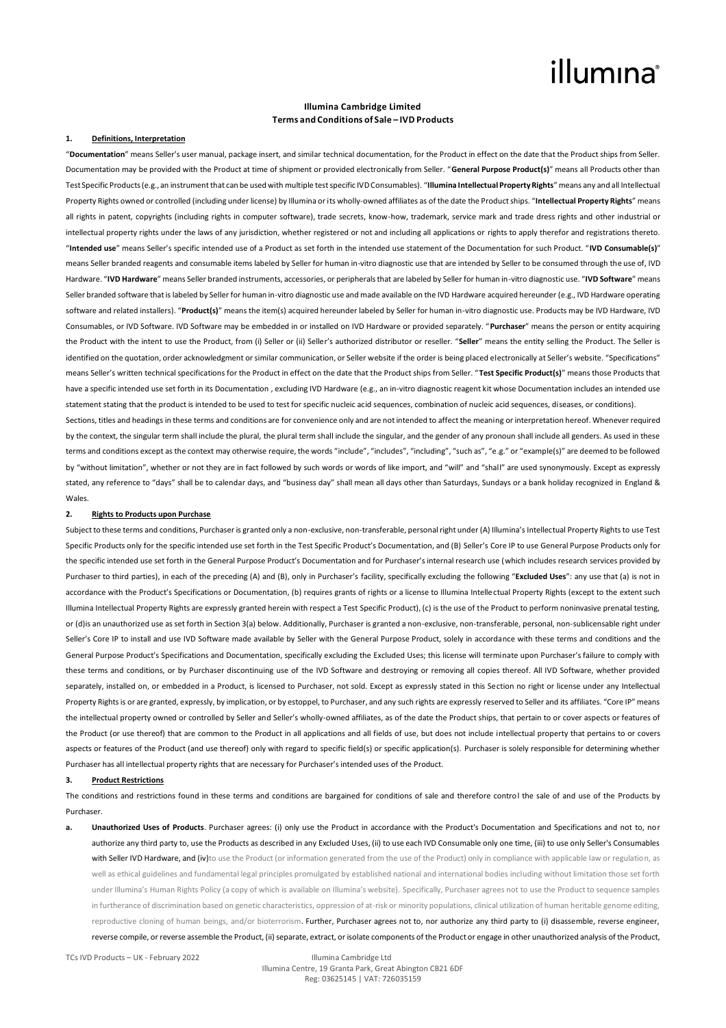illumina®

**Illumina Cambridge Limited**
**Terms and Conditions of Sale – IVD Products**

**1. Definitions, Interpretation**

"**Documentation**" means Seller's user manual, package insert, and similar technical documentation, for the Product in effect on the date that the Product ships from Seller. Documentation may be provided with the Product at time of shipment or provided electronically from Seller. "**General Purpose Product(s)**" means all Products other than Test Specific Products (e.g., an instrument that can be used with multiple test specific IVD Consumables). "**Illumina Intellectual Property Rights**" means any and all Intellectual Property Rights owned or controlled (including under license) by Illumina or its wholly-owned affiliates as of the date the Product ships. "**Intellectual Property Rights**" means all rights in patent, copyrights (including rights in computer software), trade secrets, know-how, trademark, service mark and trade dress rights and other industrial or intellectual property rights under the laws of any jurisdiction, whether registered or not and including all applications or rights to apply therefor and registrations thereto. "**Intended use**" means Seller's specific intended use of a Product as set forth in the intended use statement of the Documentation for such Product. "**IVD Consumable(s)**" means Seller branded reagents and consumable items labeled by Seller for human in-vitro diagnostic use that are intended by Seller to be consumed through the use of, IVD Hardware. "**IVD Hardware**" means Seller branded instruments, accessories, or peripherals that are labeled by Seller for human in-vitro diagnostic use. "**IVD Software**" means Seller branded software that is labeled by Seller for human in-vitro diagnostic use and made available on the IVD Hardware acquired hereunder (e.g., IVD Hardware operating software and related installers). "**Product(s)**" means the item(s) acquired hereunder labeled by Seller for human in-vitro diagnostic use. Products may be IVD Hardware, IVD Consumables, or IVD Software. IVD Software may be embedded in or installed on IVD Hardware or provided separately. "**Purchaser**" means the person or entity acquiring the Product with the intent to use the Product, from (i) Seller or (ii) Seller's authorized distributor or reseller. "**Seller**" means the entity selling the Product. The Seller is identified on the quotation, order acknowledgment or similar communication, or Seller website if the order is being placed electronically at Seller's website. "Specifications" means Seller's written technical specifications for the Product in effect on the date that the Product ships from Seller. "**Test Specific Product(s)**" means those Products that have a specific intended use set forth in its Documentation , excluding IVD Hardware (e.g., an in-vitro diagnostic reagent kit whose Documentation includes an intended use statement stating that the product is intended to be used to test for specific nucleic acid sequences, combination of nucleic acid sequences, diseases, or conditions).

Sections, titles and headings in these terms and conditions are for convenience only and are not intended to affect the meaning or interpretation hereof. Whenever required by the context, the singular term shall include the plural, the plural term shall include the singular, and the gender of any pronoun shall include all genders. As used in these terms and conditions except as the context may otherwise require, the words "include", "includes", "including", "such as", "e.g." or "example(s)" are deemed to be followed by "without limitation", whether or not they are in fact followed by such words or words of like import, and "will" and "shall" are used synonymously. Except as expressly stated, any reference to "days" shall be to calendar days, and "business day" shall mean all days other than Saturdays, Sundays or a bank holiday recognized in England & Wales.

**2. Rights to Products upon Purchase**

Subject to these terms and conditions, Purchaser is granted only a non-exclusive, non-transferable, personal right under (A) Illumina's Intellectual Property Rights to use Test Specific Products only for the specific intended use set forth in the Test Specific Product's Documentation, and (B) Seller's Core IP to use General Purpose Products only for the specific intended use set forth in the General Purpose Product's Documentation and for Purchaser's internal research use (which includes research services provided by Purchaser to third parties), in each of the preceding (A) and (B), only in Purchaser's facility, specifically excluding the following "**Excluded Uses**": any use that (a) is not in accordance with the Product's Specifications or Documentation, (b) requires grants of rights or a license to Illumina Intellectual Property Rights (except to the extent such Illumina Intellectual Property Rights are expressly granted herein with respect a Test Specific Product), (c) is the use of the Product to perform noninvasive prenatal testing, or (d)is an unauthorized use as set forth in Section 3(a) below. Additionally, Purchaser is granted a non-exclusive, non-transferable, personal, non-sublicensable right under Seller's Core IP to install and use IVD Software made available by Seller with the General Purpose Product, solely in accordance with these terms and conditions and the General Purpose Product's Specifications and Documentation, specifically excluding the Excluded Uses; this license will terminate upon Purchaser's failure to comply with these terms and conditions, or by Purchaser discontinuing use of the IVD Software and destroying or removing all copies thereof. All IVD Software, whether provided separately, installed on, or embedded in a Product, is licensed to Purchaser, not sold. Except as expressly stated in this Section no right or license under any Intellectual Property Rights is or are granted, expressly, by implication, or by estoppel, to Purchaser, and any such rights are expressly reserved to Seller and its affiliates. "Core IP" means the intellectual property owned or controlled by Seller and Seller's wholly-owned affiliates, as of the date the Product ships, that pertain to or cover aspects or features of the Product (or use thereof) that are common to the Product in all applications and all fields of use, but does not include intellectual property that pertains to or covers aspects or features of the Product (and use thereof) only with regard to specific field(s) or specific application(s). Purchaser is solely responsible for determining whether Purchaser has all intellectual property rights that are necessary for Purchaser's intended uses of the Product.

**3. Product Restrictions**

The conditions and restrictions found in these terms and conditions are bargained for conditions of sale and therefore control the sale of and use of the Products by Purchaser.

a. **Unauthorized Uses of Products**. Purchaser agrees: (i) only use the Product in accordance with the Product's Documentation and Specifications and not to, nor authorize any third party to, use the Products as described in any Excluded Uses, (ii) to use each IVD Consumable only one time, (iii) to use only Seller's Consumables with Seller IVD Hardware, and (iv)to use the Product (or information generated from the use of the Product) only in compliance with applicable law or regulation, as well as ethical guidelines and fundamental legal principles promulgated by established national and international bodies including without limitation those set forth under Illumina's Human Rights Policy (a copy of which is available on Illumina's website). Specifically, Purchaser agrees not to use the Product to sequence samples in furtherance of discrimination based on genetic characteristics, oppression of at-risk or minority populations, clinical utilization of human heritable genome editing, reproductive cloning of human beings, and/or bioterrorism. Further, Purchaser agrees not to, nor authorize any third party to (i) disassemble, reverse engineer, reverse compile, or reverse assemble the Product, (ii) separate, extract, or isolate components of the Product or engage in other unauthorized analysis of the Product,

TCs IVD Products – UK - February 2022

Illumina Cambridge Ltd
Illumina Centre, 19 Granta Park, Great Abington CB21 6DF
Reg: 03625145 | VAT: 726035159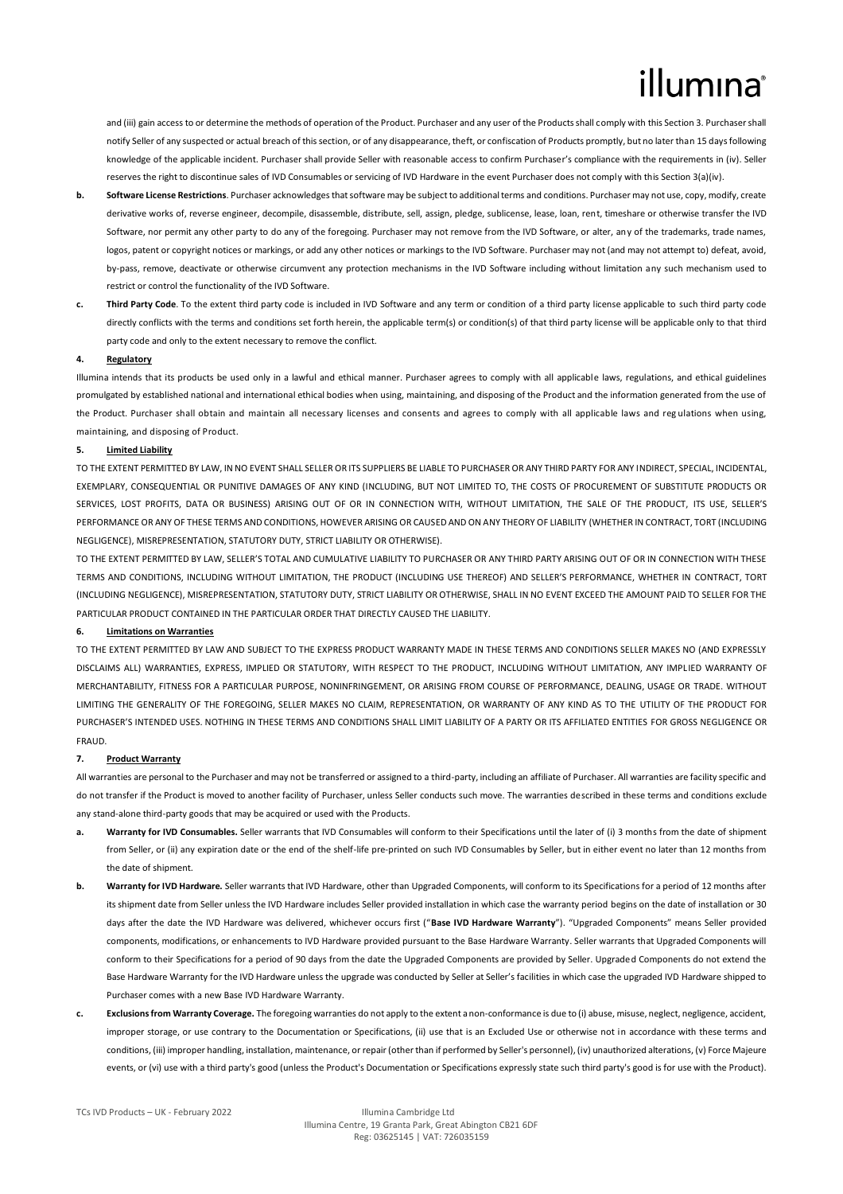and (iii) gain access to or determine the methods of operation of the Product. Purchaser and any user of the Products shall comply with this Section 3. Purchaser shall notify Seller of any suspected or actual breach of this section, or of any disappearance, theft, or confiscation of Products promptly, but no later than 15 days following knowledge of the applicable incident. Purchaser shall provide Seller with reasonable access to confirm Purchaser's compliance with the requirements in (iv). Seller reserves the right to discontinue sales of IVD Consumables or servicing of IVD Hardware in the event Purchaser does not comply with this Section 3(a)(iv).

**b. Software License Restrictions**. Purchaser acknowledges that software may be subject to additional terms and conditions. Purchaser may not use, copy, modify, create derivative works of, reverse engineer, decompile, disassemble, distribute, sell, assign, pledge, sublicense, lease, loan, rent, timeshare or otherwise transfer the IVD Software, nor permit any other party to do any of the foregoing. Purchaser may not remove from the IVD Software, or alter, any of the trademarks, trade names, logos, patent or copyright notices or markings, or add any other notices or markings to the IVD Software. Purchaser may not (and may not attempt to) defeat, avoid, by-pass, remove, deactivate or otherwise circumvent any protection mechanisms in the IVD Software including without limitation any such mechanism used to restrict or control the functionality of the IVD Software.

**c. Third Party Code**. To the extent third party code is included in IVD Software and any term or condition of a third party license applicable to such third party code directly conflicts with the terms and conditions set forth herein, the applicable term(s) or condition(s) of that third party license will be applicable only to that third party code and only to the extent necessary to remove the conflict.

## 4. Regulatory

Illumina intends that its products be used only in a lawful and ethical manner. Purchaser agrees to comply with all applicable laws, regulations, and ethical guidelines promulgated by established national and international ethical bodies when using, maintaining, and disposing of the Product and the information generated from the use of the Product. Purchaser shall obtain and maintain all necessary licenses and consents and agrees to comply with all applicable laws and regulations when using, maintaining, and disposing of Product.

## 5. Limited Liability

TO THE EXTENT PERMITTED BY LAW, IN NO EVENT SHALL SELLER OR ITS SUPPLIERS BE LIABLE TO PURCHASER OR ANY THIRD PARTY FOR ANY INDIRECT, SPECIAL, INCIDENTAL, EXEMPLARY, CONSEQUENTIAL OR PUNITIVE DAMAGES OF ANY KIND (INCLUDING, BUT NOT LIMITED TO, THE COSTS OF PROCUREMENT OF SUBSTITUTE PRODUCTS OR SERVICES, LOST PROFITS, DATA OR BUSINESS) ARISING OUT OF OR IN CONNECTION WITH, WITHOUT LIMITATION, THE SALE OF THE PRODUCT, ITS USE, SELLER'S PERFORMANCE OR ANY OF THESE TERMS AND CONDITIONS, HOWEVER ARISING OR CAUSED AND ON ANY THEORY OF LIABILITY (WHETHER IN CONTRACT, TORT (INCLUDING NEGLIGENCE), MISREPRESENTATION, STATUTORY DUTY, STRICT LIABILITY OR OTHERWISE).

TO THE EXTENT PERMITTED BY LAW, SELLER'S TOTAL AND CUMULATIVE LIABILITY TO PURCHASER OR ANY THIRD PARTY ARISING OUT OF OR IN CONNECTION WITH THESE TERMS AND CONDITIONS, INCLUDING WITHOUT LIMITATION, THE PRODUCT (INCLUDING USE THEREOF) AND SELLER'S PERFORMANCE, WHETHER IN CONTRACT, TORT (INCLUDING NEGLIGENCE), MISREPRESENTATION, STATUTORY DUTY, STRICT LIABILITY OR OTHERWISE, SHALL IN NO EVENT EXCEED THE AMOUNT PAID TO SELLER FOR THE PARTICULAR PRODUCT CONTAINED IN THE PARTICULAR ORDER THAT DIRECTLY CAUSED THE LIABILITY.

## 6. Limitations on Warranties

TO THE EXTENT PERMITTED BY LAW AND SUBJECT TO THE EXPRESS PRODUCT WARRANTY MADE IN THESE TERMS AND CONDITIONS SELLER MAKES NO (AND EXPRESSLY DISCLAIMS ALL) WARRANTIES, EXPRESS, IMPLIED OR STATUTORY, WITH RESPECT TO THE PRODUCT, INCLUDING WITHOUT LIMITATION, ANY IMPLIED WARRANTY OF MERCHANTABILITY, FITNESS FOR A PARTICULAR PURPOSE, NONINFRINGEMENT, OR ARISING FROM COURSE OF PERFORMANCE, DEALING, USAGE OR TRADE. WITHOUT LIMITING THE GENERALITY OF THE FOREGOING, SELLER MAKES NO CLAIM, REPRESENTATION, OR WARRANTY OF ANY KIND AS TO THE UTILITY OF THE PRODUCT FOR PURCHASER'S INTENDED USES. NOTHING IN THESE TERMS AND CONDITIONS SHALL LIMIT LIABILITY OF A PARTY OR ITS AFFILIATED ENTITIES FOR GROSS NEGLIGENCE OR FRAUD.

## 7. Product Warranty

All warranties are personal to the Purchaser and may not be transferred or assigned to a third-party, including an affiliate of Purchaser. All warranties are facility specific and do not transfer if the Product is moved to another facility of Purchaser, unless Seller conducts such move. The warranties described in these terms and conditions exclude any stand-alone third-party goods that may be acquired or used with the Products.

**a. Warranty for IVD Consumables.** Seller warrants that IVD Consumables will conform to their Specifications until the later of (i) 3 months from the date of shipment from Seller, or (ii) any expiration date or the end of the shelf-life pre-printed on such IVD Consumables by Seller, but in either event no later than 12 months from the date of shipment.

**b. Warranty for IVD Hardware.** Seller warrants that IVD Hardware, other than Upgraded Components, will conform to its Specifications for a period of 12 months after its shipment date from Seller unless the IVD Hardware includes Seller provided installation in which case the warranty period begins on the date of installation or 30 days after the date the IVD Hardware was delivered, whichever occurs first ("**Base IVD Hardware Warranty**"). "Upgraded Components" means Seller provided components, modifications, or enhancements to IVD Hardware provided pursuant to the Base Hardware Warranty. Seller warrants that Upgraded Components will conform to their Specifications for a period of 90 days from the date the Upgraded Components are provided by Seller. Upgraded Components do not extend the Base Hardware Warranty for the IVD Hardware unless the upgrade was conducted by Seller at Seller's facilities in which case the upgraded IVD Hardware shipped to Purchaser comes with a new Base IVD Hardware Warranty.

**c. Exclusions from Warranty Coverage.** The foregoing warranties do not apply to the extent a non-conformance is due to (i) abuse, misuse, neglect, negligence, accident, improper storage, or use contrary to the Documentation or Specifications, (ii) use that is an Excluded Use or otherwise not in accordance with these terms and conditions, (iii) improper handling, installation, maintenance, or repair (other than if performed by Seller's personnel), (iv) unauthorized alterations, (v) Force Majeure events, or (vi) use with a third party's good (unless the Product's Documentation or Specifications expressly state such third party's good is for use with the Product).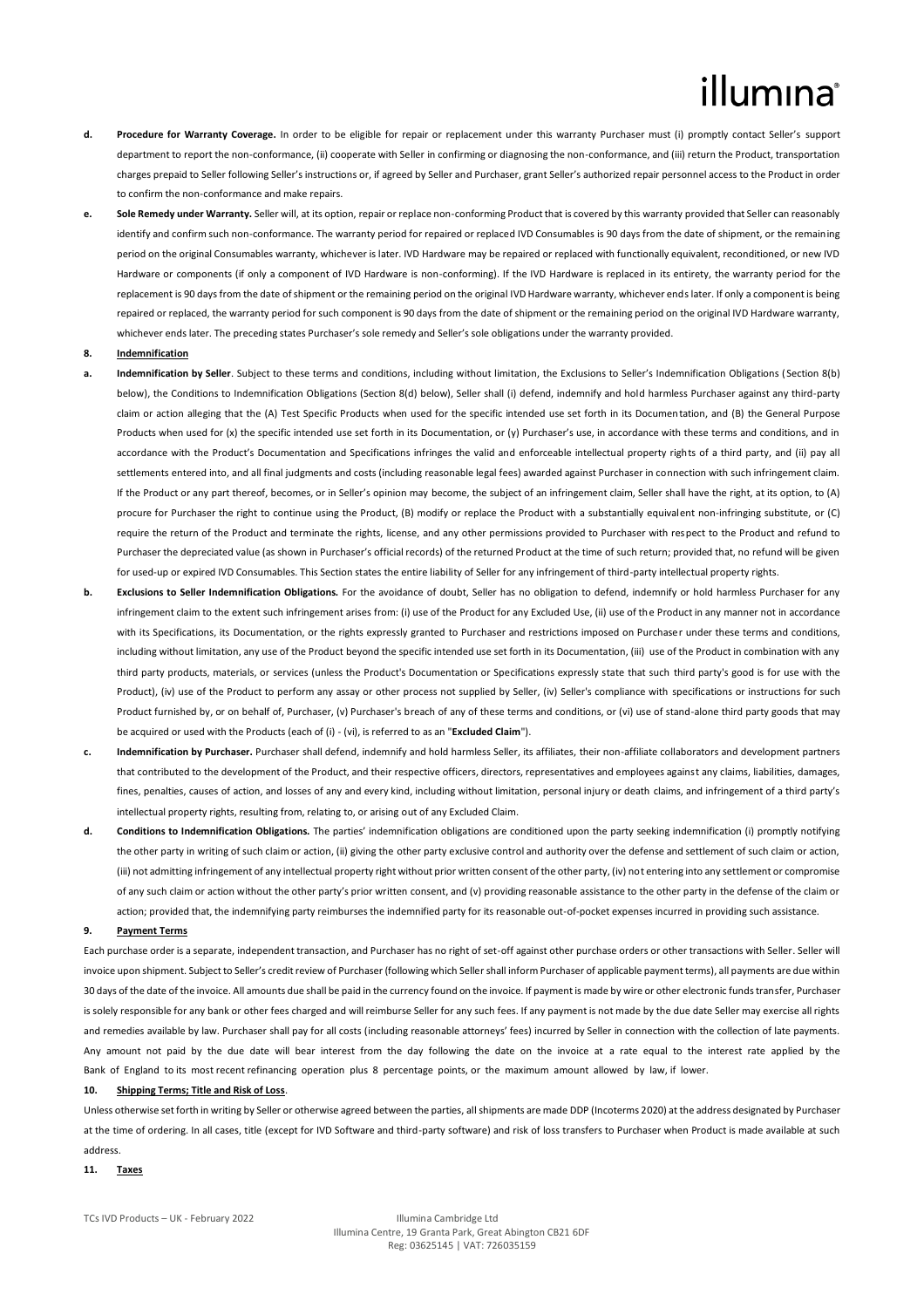- **d. Procedure for Warranty Coverage.** In order to be eligible for repair or replacement under this warranty Purchaser must (i) promptly contact Seller's support department to report the non-conformance, (ii) cooperate with Seller in confirming or diagnosing the non-conformance, and (iii) return the Product, transportation charges prepaid to Seller following Seller's instructions or, if agreed by Seller and Purchaser, grant Seller's authorized repair personnel access to the Product in order to confirm the non-conformance and make repairs.
- **e. Sole Remedy under Warranty.** Seller will, at its option, repair or replace non-conforming Product that is covered by this warranty provided that Seller can reasonably identify and confirm such non-conformance. The warranty period for repaired or replaced IVD Consumables is 90 days from the date of shipment, or the remaining period on the original Consumables warranty, whichever is later. IVD Hardware may be repaired or replaced with functionally equivalent, reconditioned, or new IVD Hardware or components (if only a component of IVD Hardware is non-conforming). If the IVD Hardware is replaced in its entirety, the warranty period for the replacement is 90 days from the date of shipment or the remaining period on the original IVD Hardware warranty, whichever ends later. If only a component is being repaired or replaced, the warranty period for such component is 90 days from the date of shipment or the remaining period on the original IVD Hardware warranty, whichever ends later. The preceding states Purchaser's sole remedy and Seller's sole obligations under the warranty provided.

**8. Indemnification**

- **a. Indemnification by Seller**. Subject to these terms and conditions, including without limitation, the Exclusions to Seller's Indemnification Obligations (Section 8(b) below), the Conditions to Indemnification Obligations (Section 8(d) below), Seller shall (i) defend, indemnify and hold harmless Purchaser against any third-party claim or action alleging that the (A) Test Specific Products when used for the specific intended use set forth in its Documentation, and (B) the General Purpose Products when used for (x) the specific intended use set forth in its Documentation, or (y) Purchaser's use, in accordance with these terms and conditions, and in accordance with the Product's Documentation and Specifications infringes the valid and enforceable intellectual property rights of a third party, and (ii) pay all settlements entered into, and all final judgments and costs (including reasonable legal fees) awarded against Purchaser in connection with such infringement claim. If the Product or any part thereof, becomes, or in Seller's opinion may become, the subject of an infringement claim, Seller shall have the right, at its option, to (A) procure for Purchaser the right to continue using the Product, (B) modify or replace the Product with a substantially equivalent non-infringing substitute, or (C) require the return of the Product and terminate the rights, license, and any other permissions provided to Purchaser with respect to the Product and refund to Purchaser the depreciated value (as shown in Purchaser's official records) of the returned Product at the time of such return; provided that, no refund will be given for used-up or expired IVD Consumables. This Section states the entire liability of Seller for any infringement of third-party intellectual property rights.
- **b. Exclusions to Seller Indemnification Obligations.** For the avoidance of doubt, Seller has no obligation to defend, indemnify or hold harmless Purchaser for any infringement claim to the extent such infringement arises from: (i) use of the Product for any Excluded Use, (ii) use of the Product in any manner not in accordance with its Specifications, its Documentation, or the rights expressly granted to Purchaser and restrictions imposed on Purchaser under these terms and conditions, including without limitation, any use of the Product beyond the specific intended use set forth in its Documentation, (iii) use of the Product in combination with any third party products, materials, or services (unless the Product's Documentation or Specifications expressly state that such third party's good is for use with the Product), (iv) use of the Product to perform any assay or other process not supplied by Seller, (iv) Seller's compliance with specifications or instructions for such Product furnished by, or on behalf of, Purchaser, (v) Purchaser's breach of any of these terms and conditions, or (vi) use of stand-alone third party goods that may be acquired or used with the Products (each of (i) - (vi), is referred to as an "**Excluded Claim**").
- **c. Indemnification by Purchaser.** Purchaser shall defend, indemnify and hold harmless Seller, its affiliates, their non-affiliate collaborators and development partners that contributed to the development of the Product, and their respective officers, directors, representatives and employees against any claims, liabilities, damages, fines, penalties, causes of action, and losses of any and every kind, including without limitation, personal injury or death claims, and infringement of a third party's intellectual property rights, resulting from, relating to, or arising out of any Excluded Claim.
- **d. Conditions to Indemnification Obligations.** The parties' indemnification obligations are conditioned upon the party seeking indemnification (i) promptly notifying the other party in writing of such claim or action, (ii) giving the other party exclusive control and authority over the defense and settlement of such claim or action, (iii) not admitting infringement of any intellectual property right without prior written consent of the other party, (iv) not entering into any settlement or compromise of any such claim or action without the other party's prior written consent, and (v) providing reasonable assistance to the other party in the defense of the claim or action; provided that, the indemnifying party reimburses the indemnified party for its reasonable out-of-pocket expenses incurred in providing such assistance.

**9. Payment Terms**

Each purchase order is a separate, independent transaction, and Purchaser has no right of set-off against other purchase orders or other transactions with Seller. Seller will invoice upon shipment. Subject to Seller's credit review of Purchaser (following which Seller shall inform Purchaser of applicable payment terms), all payments are due within 30 days of the date of the invoice. All amounts due shall be paid in the currency found on the invoice. If payment is made by wire or other electronic funds transfer, Purchaser is solely responsible for any bank or other fees charged and will reimburse Seller for any such fees. If any payment is not made by the due date Seller may exercise all rights and remedies available by law. Purchaser shall pay for all costs (including reasonable attorneys' fees) incurred by Seller in connection with the collection of late payments. Any amount not paid by the due date will bear interest from the day following the date on the invoice at a rate equal to the interest rate applied by the Bank of England to its most recent refinancing operation plus 8 percentage points, or the maximum amount allowed by law, if lower.

**10. Shipping Terms; Title and Risk of Loss**.

Unless otherwise set forth in writing by Seller or otherwise agreed between the parties, all shipments are made DDP (Incoterms 2020) at the address designated by Purchaser at the time of ordering. In all cases, title (except for IVD Software and third-party software) and risk of loss transfers to Purchaser when Product is made available at such address.

**11. Taxes**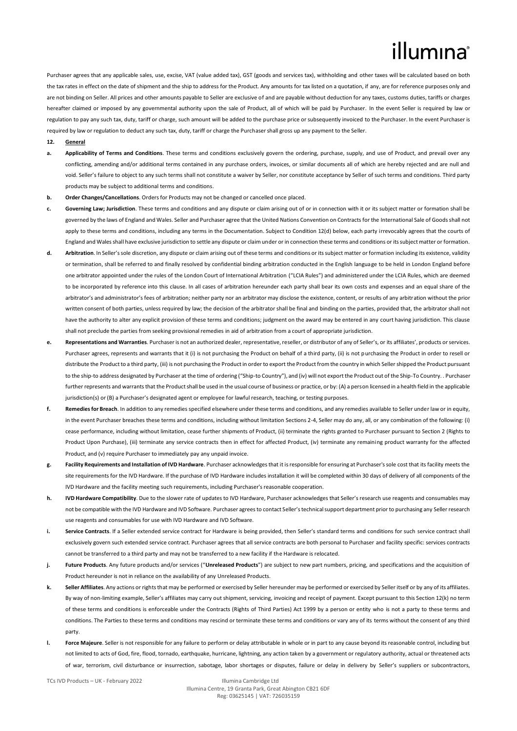Purchaser agrees that any applicable sales, use, excise, VAT (value added tax), GST (goods and services tax), withholding and other taxes will be calculated based on both the tax rates in effect on the date of shipment and the ship to address for the Product. Any amounts for tax listed on a quotation, if any, are for reference purposes only and are not binding on Seller. All prices and other amounts payable to Seller are exclusive of and are payable without deduction for any taxes, customs duties, tariffs or charges hereafter claimed or imposed by any governmental authority upon the sale of Product, all of which will be paid by Purchaser. In the event Seller is required by law or regulation to pay any such tax, duty, tariff or charge, such amount will be added to the purchase price or subsequently invoiced to the Purchaser. In the event Purchaser is required by law or regulation to deduct any such tax, duty, tariff or charge the Purchaser shall gross up any payment to the Seller.

**12. General**

**a. Applicability of Terms and Conditions**. These terms and conditions exclusively govern the ordering, purchase, supply, and use of Product, and prevail over any conflicting, amending and/or additional terms contained in any purchase orders, invoices, or similar documents all of which are hereby rejected and are null and void. Seller's failure to object to any such terms shall not constitute a waiver by Seller, nor constitute acceptance by Seller of such terms and conditions. Third party products may be subject to additional terms and conditions.

**b. Order Changes/Cancellations**. Orders for Products may not be changed or cancelled once placed.

**c. Governing Law; Jurisdiction**. These terms and conditions and any dispute or claim arising out of or in connection with it or its subject matter or formation shall be governed by the laws of England and Wales. Seller and Purchaser agree that the United Nations Convention on Contracts for the International Sale of Goods shall not apply to these terms and conditions, including any terms in the Documentation. Subject to Condition 12(d) below, each party irrevocably agrees that the courts of England and Wales shall have exclusive jurisdiction to settle any dispute or claim under or in connection these terms and conditions or its subject matter or formation.

**d. Arbitration**. In Seller's sole discretion, any dispute or claim arising out of these terms and conditions or its subject matter or formation including its existence, validity or termination, shall be referred to and finally resolved by confidential binding arbitration conducted in the English language to be held in London England before one arbitrator appointed under the rules of the London Court of International Arbitration ("LCIA Rules") and administered under the LCIA Rules, which are deemed to be incorporated by reference into this clause. In all cases of arbitration hereunder each party shall bear its own costs and expenses and an equal share of the arbitrator's and administrator's fees of arbitration; neither party nor an arbitrator may disclose the existence, content, or results of any arbitration without the prior written consent of both parties, unless required by law; the decision of the arbitrator shall be final and binding on the parties, provided that, the arbitrator shall not have the authority to alter any explicit provision of these terms and conditions; judgment on the award may be entered in any court having jurisdiction. This clause shall not preclude the parties from seeking provisional remedies in aid of arbitration from a court of appropriate jurisdiction.

**e. Representations and Warranties**. Purchaser is not an authorized dealer, representative, reseller, or distributor of any of Seller's, or its affiliates', products or services. Purchaser agrees, represents and warrants that it (i) is not purchasing the Product on behalf of a third party, (ii) is not purchasing the Product in order to resell or distribute the Product to a third party, (iii) is not purchasing the Product in order to export the Product from the country in which Seller shipped the Product pursuant to the ship-to address designated by Purchaser at the time of ordering ("Ship-to Country"), and (iv) will not export the Product out of the Ship-To Country. . Purchaser further represents and warrants that the Product shall be used in the usual course of business or practice, or by: (A) a person licensed in a health field in the applicable jurisdiction(s) or (B) a Purchaser's designated agent or employee for lawful research, teaching, or testing purposes.

**f. Remedies for Breach**. In addition to any remedies specified elsewhere under these terms and conditions, and any remedies available to Seller under law or in equity, in the event Purchaser breaches these terms and conditions, including without limitation Sections 2-4, Seller may do any, all, or any combination of the following: (i) cease performance, including without limitation, cease further shipments of Product, (ii) terminate the rights granted to Purchaser pursuant to Section 2 (Rights to Product Upon Purchase), (iii) terminate any service contracts then in effect for affected Product, (iv) terminate any remaining product warranty for the affected Product, and (v) require Purchaser to immediately pay any unpaid invoice.

**g. Facility Requirements and Installation of IVD Hardware**. Purchaser acknowledges that it is responsible for ensuring at Purchaser's sole cost that its facility meets the site requirements for the IVD Hardware. If the purchase of IVD Hardware includes installation it will be completed within 30 days of delivery of all components of the IVD Hardware and the facility meeting such requirements, including Purchaser's reasonable cooperation.

**h. IVD Hardware Compatibility**. Due to the slower rate of updates to IVD Hardware, Purchaser acknowledges that Seller's research use reagents and consumables may not be compatible with the IVD Hardware and IVD Software. Purchaser agrees to contact Seller's technical support department prior to purchasing any Seller research use reagents and consumables for use with IVD Hardware and IVD Software.

**i. Service Contracts**. If a Seller extended service contract for Hardware is being provided, then Seller's standard terms and conditions for such service contract shall exclusively govern such extended service contract. Purchaser agrees that all service contracts are both personal to Purchaser and facility specific: services contracts cannot be transferred to a third party and may not be transferred to a new facility if the Hardware is relocated.

**j. Future Products**. Any future products and/or services ("**Unreleased Products**") are subject to new part numbers, pricing, and specifications and the acquisition of Product hereunder is not in reliance on the availability of any Unreleased Products.

**k. Seller Affiliates**. Any actions or rights that may be performed or exercised by Seller hereunder may be performed or exercised by Seller itself or by any of its affiliates. By way of non-limiting example, Seller's affiliates may carry out shipment, servicing, invoicing and receipt of payment. Except pursuant to this Section 12(k) no term of these terms and conditions is enforceable under the Contracts (Rights of Third Parties) Act 1999 by a person or entity who is not a party to these terms and conditions. The Parties to these terms and conditions may rescind or terminate these terms and conditions or vary any of its terms without the consent of any third party.

**l. Force Majeure**. Seller is not responsible for any failure to perform or delay attributable in whole or in part to any cause beyond its reasonable control, including but not limited to acts of God, fire, flood, tornado, earthquake, hurricane, lightning, any action taken by a government or regulatory authority, actual or threatened acts of war, terrorism, civil disturbance or insurrection, sabotage, labor shortages or disputes, failure or delay in delivery by Seller's suppliers or subcontractors,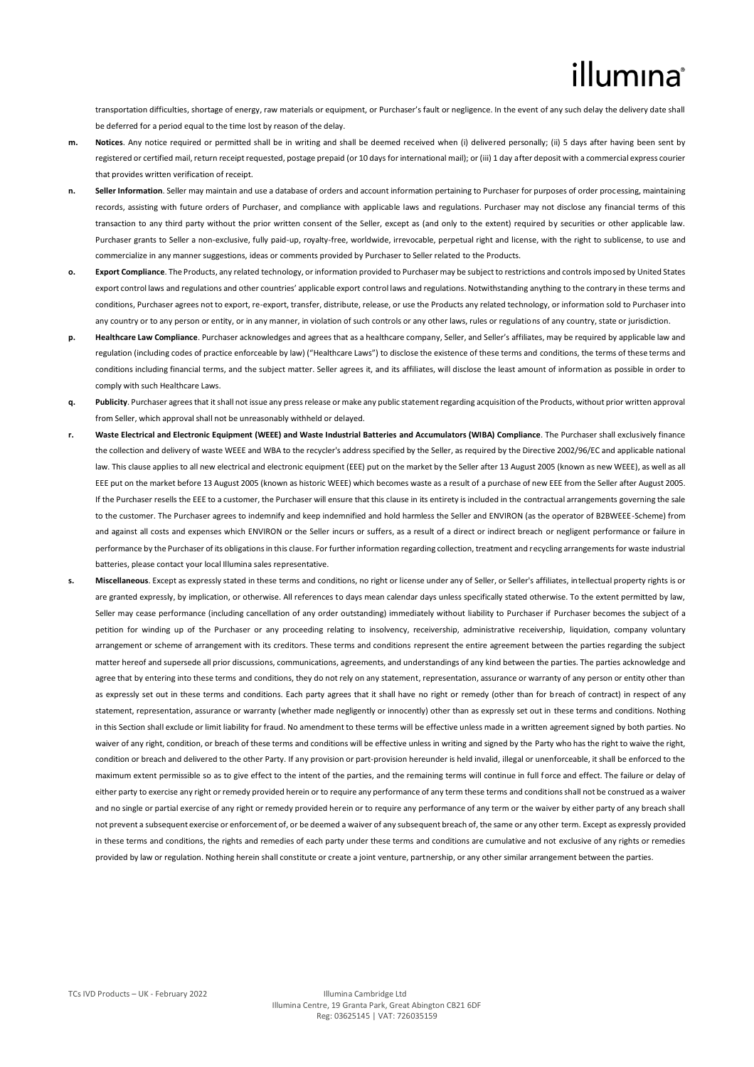transportation difficulties, shortage of energy, raw materials or equipment, or Purchaser's fault or negligence. In the event of any such delay the delivery date shall be deferred for a period equal to the time lost by reason of the delay.

**m.** **Notices**. Any notice required or permitted shall be in writing and shall be deemed received when (i) delivered personally; (ii) 5 days after having been sent by registered or certified mail, return receipt requested, postage prepaid (or 10 days for international mail); or (iii) 1 day after deposit with a commercial express courier that provides written verification of receipt.

**n.** **Seller Information**. Seller may maintain and use a database of orders and account information pertaining to Purchaser for purposes of order processing, maintaining records, assisting with future orders of Purchaser, and compliance with applicable laws and regulations. Purchaser may not disclose any financial terms of this transaction to any third party without the prior written consent of the Seller, except as (and only to the extent) required by securities or other applicable law. Purchaser grants to Seller a non-exclusive, fully paid-up, royalty-free, worldwide, irrevocable, perpetual right and license, with the right to sublicense, to use and commercialize in any manner suggestions, ideas or comments provided by Purchaser to Seller related to the Products.

**o.** **Export Compliance**. The Products, any related technology, or information provided to Purchaser may be subject to restrictions and controls imposed by United States export control laws and regulations and other countries' applicable export control laws and regulations. Notwithstanding anything to the contrary in these terms and conditions, Purchaser agrees not to export, re-export, transfer, distribute, release, or use the Products any related technology, or information sold to Purchaser into any country or to any person or entity, or in any manner, in violation of such controls or any other laws, rules or regulations of any country, state or jurisdiction.

**p.** **Healthcare Law Compliance**. Purchaser acknowledges and agrees that as a healthcare company, Seller, and Seller's affiliates, may be required by applicable law and regulation (including codes of practice enforceable by law) ("Healthcare Laws") to disclose the existence of these terms and conditions, the terms of these terms and conditions including financial terms, and the subject matter. Seller agrees it, and its affiliates, will disclose the least amount of information as possible in order to comply with such Healthcare Laws.

**q.** **Publicity**. Purchaser agrees that it shall not issue any press release or make any public statement regarding acquisition of the Products, without prior written approval from Seller, which approval shall not be unreasonably withheld or delayed.

**r.** **Waste Electrical and Electronic Equipment (WEEE) and Waste Industrial Batteries and Accumulators (WIBA) Compliance**. The Purchaser shall exclusively finance the collection and delivery of waste WEEE and WBA to the recycler's address specified by the Seller, as required by the Directive 2002/96/EC and applicable national law. This clause applies to all new electrical and electronic equipment (EEE) put on the market by the Seller after 13 August 2005 (known as new WEEE), as well as all EEE put on the market before 13 August 2005 (known as historic WEEE) which becomes waste as a result of a purchase of new EEE from the Seller after August 2005. If the Purchaser resells the EEE to a customer, the Purchaser will ensure that this clause in its entirety is included in the contractual arrangements governing the sale to the customer. The Purchaser agrees to indemnify and keep indemnified and hold harmless the Seller and ENVIRON (as the operator of B2BWEEE-Scheme) from and against all costs and expenses which ENVIRON or the Seller incurs or suffers, as a result of a direct or indirect breach or negligent performance or failure in performance by the Purchaser of its obligations in this clause. For further information regarding collection, treatment and recycling arrangements for waste industrial batteries, please contact your local Illumina sales representative.

**s.** **Miscellaneous**. Except as expressly stated in these terms and conditions, no right or license under any of Seller, or Seller's affiliates, intellectual property rights is or are granted expressly, by implication, or otherwise. All references to days mean calendar days unless specifically stated otherwise. To the extent permitted by law, Seller may cease performance (including cancellation of any order outstanding) immediately without liability to Purchaser if Purchaser becomes the subject of a petition for winding up of the Purchaser or any proceeding relating to insolvency, receivership, administrative receivership, liquidation, company voluntary arrangement or scheme of arrangement with its creditors. These terms and conditions represent the entire agreement between the parties regarding the subject matter hereof and supersede all prior discussions, communications, agreements, and understandings of any kind between the parties. The parties acknowledge and agree that by entering into these terms and conditions, they do not rely on any statement, representation, assurance or warranty of any person or entity other than as expressly set out in these terms and conditions. Each party agrees that it shall have no right or remedy (other than for breach of contract) in respect of any statement, representation, assurance or warranty (whether made negligently or innocently) other than as expressly set out in these terms and conditions. Nothing in this Section shall exclude or limit liability for fraud. No amendment to these terms will be effective unless made in a written agreement signed by both parties. No waiver of any right, condition, or breach of these terms and conditions will be effective unless in writing and signed by the Party who has the right to waive the right, condition or breach and delivered to the other Party. If any provision or part-provision hereunder is held invalid, illegal or unenforceable, it shall be enforced to the maximum extent permissible so as to give effect to the intent of the parties, and the remaining terms will continue in full force and effect. The failure or delay of either party to exercise any right or remedy provided herein or to require any performance of any term these terms and conditions shall not be construed as a waiver and no single or partial exercise of any right or remedy provided herein or to require any performance of any term or the waiver by either party of any breach shall not prevent a subsequent exercise or enforcement of, or be deemed a waiver of any subsequent breach of, the same or any other term. Except as expressly provided in these terms and conditions, the rights and remedies of each party under these terms and conditions are cumulative and not exclusive of any rights or remedies provided by law or regulation. Nothing herein shall constitute or create a joint venture, partnership, or any other similar arrangement between the parties.